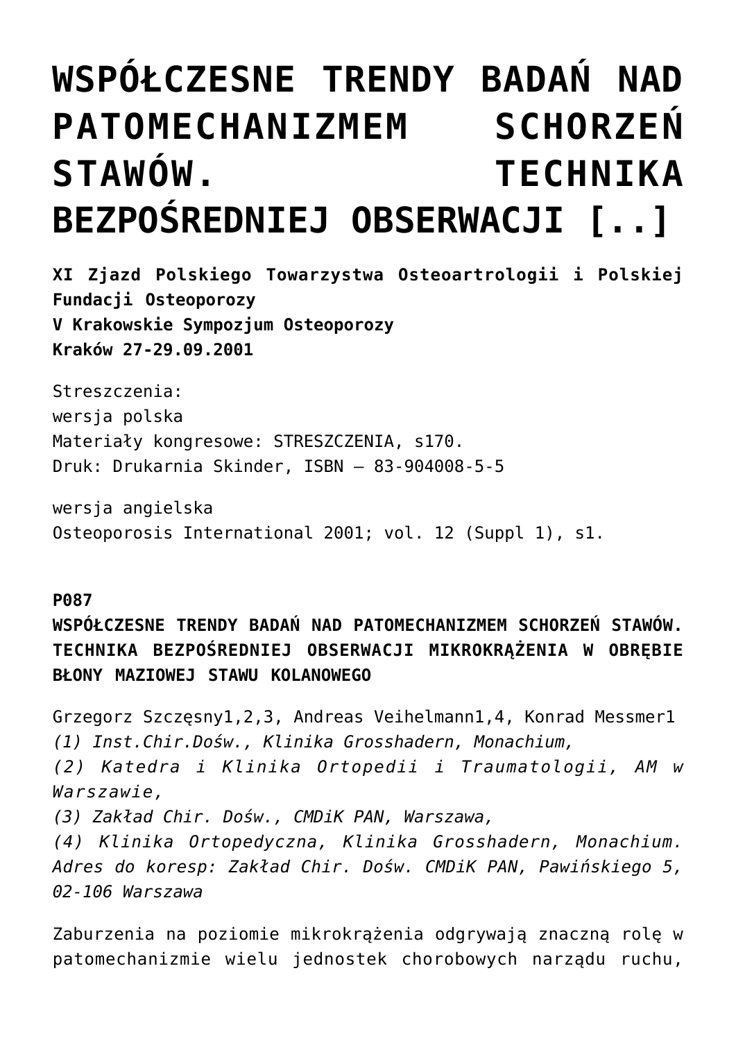# WSPÓŁCZESNE TRENDY BADAŃ NAD PATOMECHANIZMEM SCHORZEŃ STAWÓW. TECHNIKA BEZPOŚREDNIEJ OBSERWACJI [..]

**XI Zjazd Polskiego Towarzystwa Osteoartrologii i Polskiej Fundacji Osteoporozy**
**V Krakowskie Sympozjum Osteoporozy**
**Kraków 27-29.09.2001**

Streszczenia:
wersja polska
Materiały kongresowe: STRESZCZENIA, s170.
Druk: Drukarnia Skinder, ISBN – 83-904008-5-5

wersja angielska
Osteoporosis International 2001; vol. 12 (Suppl 1), s1.

**P087**
**WSPÓŁCZESNE TRENDY BADAŃ NAD PATOMECHANIZMEM SCHORZEŃ STAWÓW. TECHNIKA BEZPOŚREDNIEJ OBSERWACJI MIKROKRĄŻENIA W OBRĘBIE BŁONY MAZIOWEJ STAWU KOLANOWEGO**

Grzegorz Szczęsny[1,2,3], Andreas Veihelmann[1,4], Konrad Messmer[1]
*(1) Inst.Chir.Dośw., Klinika Grosshadern, Monachium,*
*(2) Katedra i Klinika Ortopedii i Traumatologii, AM w Warszawie,*
*(3) Zakład Chir. Dośw., CMDiK PAN, Warszawa,*
*(4) Klinika Ortopedyczna, Klinika Grosshadern, Monachium.*
*Adres do koresp: Zakład Chir. Dośw. CMDiK PAN, Pawińskiego 5, 02-106 Warszawa*

Zaburzenia na poziomie mikrokrążenia odgrywają znaczną rolę w patomechanizmie wielu jednostek chorobowych narządu ruchu,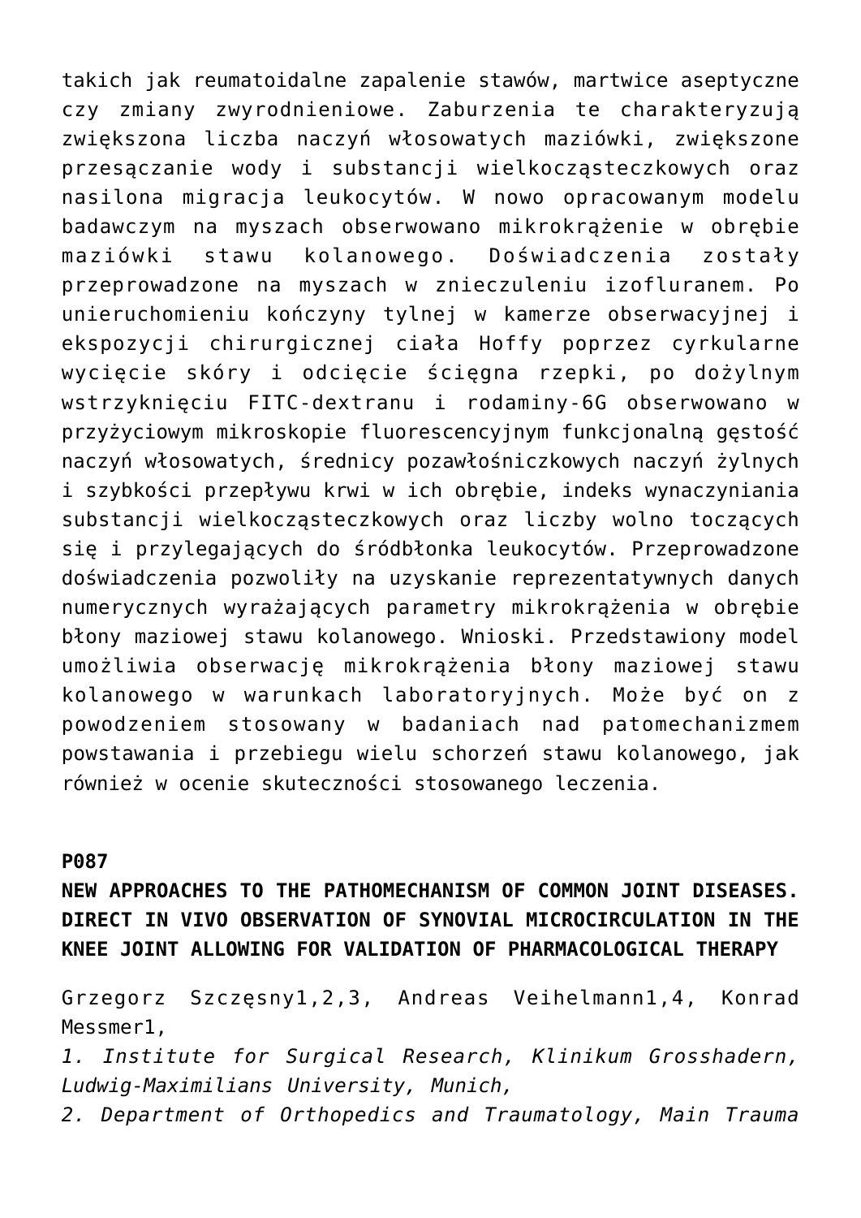takich jak reumatoidalne zapalenie stawów, martwice aseptyczne czy zmiany zwyrodnieniowe. Zaburzenia te charakteryzują zwiększona liczba naczyń włosowatych maziówki, zwiększone przesączanie wody i substancji wielkocząsteczkowych oraz nasilona migracja leukocytów. W nowo opracowanym modelu badawczym na myszach obserwowano mikrokrążenie w obrębie maziówki stawu kolanowego. Doświadczenia zostały przeprowadzone na myszach w znieczuleniu izofluranem. Po unieruchomieniu kończyny tylnej w kamerze obserwacyjnej i ekspozycji chirurgicznej ciała Hoffy poprzez cyrkularne wycięcie skóry i odcięcie ścięgna rzepki, po dożylnym wstrzyknięciu FITC-dextranu i rodaminy-6G obserwowano w przyżyciowym mikroskopie fluorescencyjnym funkcjonalną gęstość naczyń włosowatych, średnicy pozawłośniczkowych naczyń żylnych i szybkości przepływu krwi w ich obrębie, indeks wynaczyniania substancji wielkocząsteczkowych oraz liczby wolno toczących się i przylegających do śródbłonka leukocytów. Przeprowadzone doświadczenia pozwoliły na uzyskanie reprezentatywnych danych numerycznych wyrażających parametry mikrokrążenia w obrębie błony maziowej stawu kolanowego. Wnioski. Przedstawiony model umożliwia obserwację mikrokrążenia błony maziowej stawu kolanowego w warunkach laboratoryjnych. Może być on z powodzeniem stosowany w badaniach nad patomechanizmem powstawania i przebiegu wielu schorzeń stawu kolanowego, jak również w ocenie skuteczności stosowanego leczenia.

**P087**

**NEW APPROACHES TO THE PATHOMECHANISM OF COMMON JOINT DISEASES. DIRECT IN VIVO OBSERVATION OF SYNOVIAL MICROCIRCULATION IN THE KNEE JOINT ALLOWING FOR VALIDATION OF PHARMACOLOGICAL THERAPY**

Grzegorz Szczęsny1,2,3, Andreas Veihelmann1,4, Konrad Messmer1,

*1. Institute for Surgical Research, Klinikum Grosshadern, Ludwig-Maximilians University, Munich,*

*2. Department of Orthopedics and Traumatology, Main Trauma*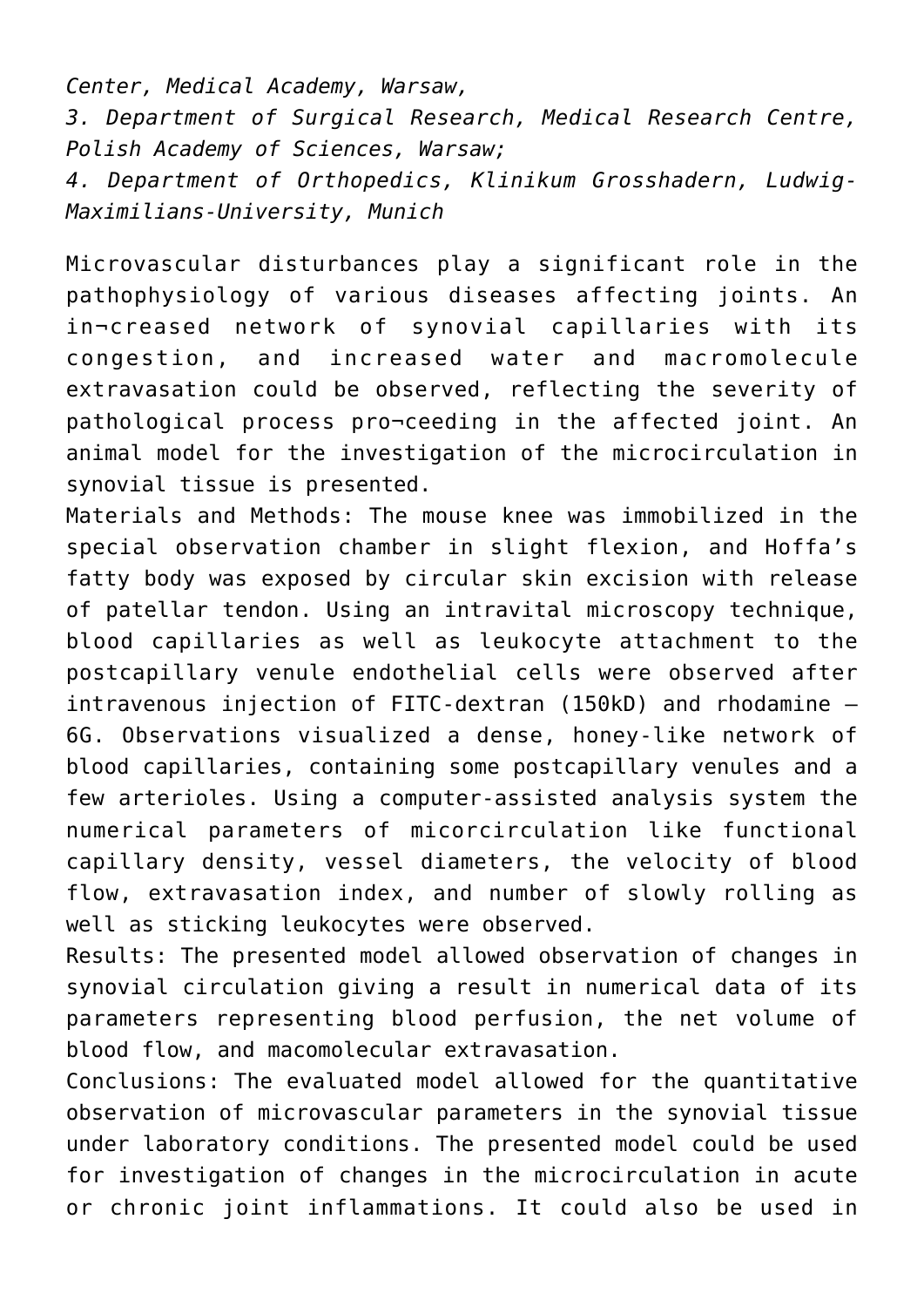*Center, Medical Academy, Warsaw,*

*3. Department of Surgical Research, Medical Research Centre, Polish Academy of Sciences, Warsaw;*

*4. Department of Orthopedics, Klinikum Grosshadern, Ludwig-Maximilians-University, Munich*

Microvascular disturbances play a significant role in the pathophysiology of various diseases affecting joints. An in¬creased network of synovial capillaries with its congestion, and increased water and macromolecule extravasation could be observed, reflecting the severity of pathological process pro¬ceeding in the affected joint. An animal model for the investigation of the microcirculation in synovial tissue is presented.

Materials and Methods: The mouse knee was immobilized in the special observation chamber in slight flexion, and Hoffa's fatty body was exposed by circular skin excision with release of patellar tendon. Using an intravital microscopy technique, blood capillaries as well as leukocyte attachment to the postcapillary venule endothelial cells were observed after intravenous injection of FITC-dextran (150kD) and rhodamine – 6G. Observations visualized a dense, honey-like network of blood capillaries, containing some postcapillary venules and a few arterioles. Using a computer-assisted analysis system the numerical parameters of micorcirculation like functional capillary density, vessel diameters, the velocity of blood flow, extravasation index, and number of slowly rolling as well as sticking leukocytes were observed.

Results: The presented model allowed observation of changes in synovial circulation giving a result in numerical data of its parameters representing blood perfusion, the net volume of blood flow, and macomolecular extravasation.

Conclusions: The evaluated model allowed for the quantitative observation of microvascular parameters in the synovial tissue under laboratory conditions. The presented model could be used for investigation of changes in the microcirculation in acute or chronic joint inflammations. It could also be used in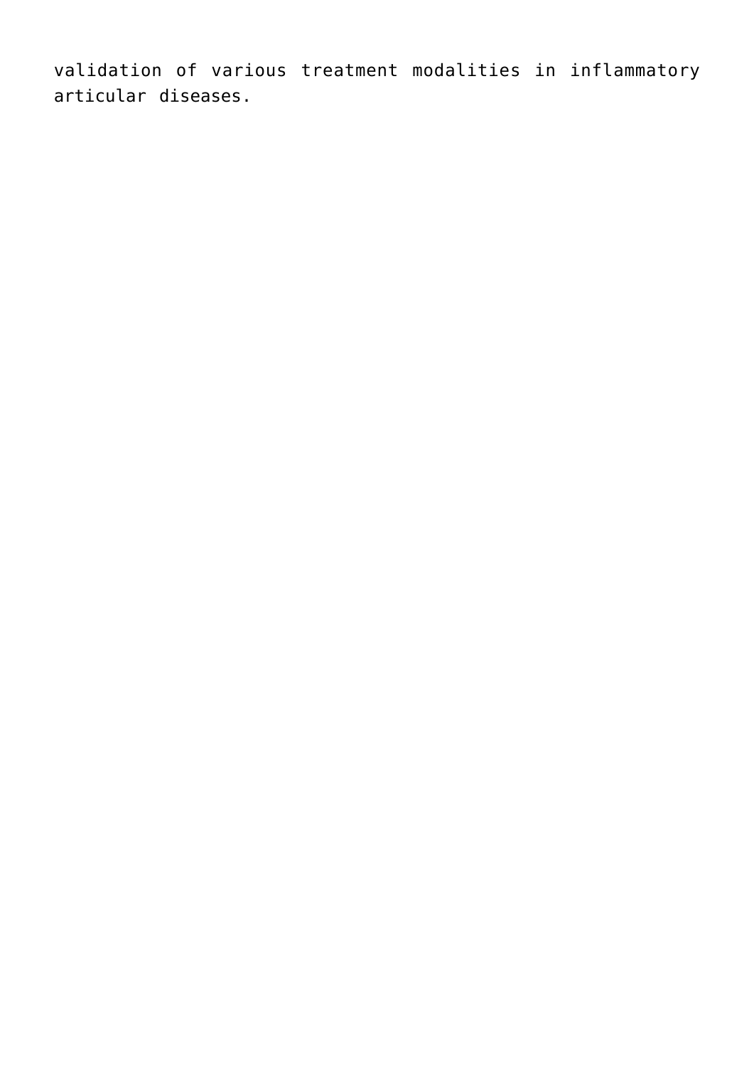validation of various treatment modalities in inflammatory articular diseases.